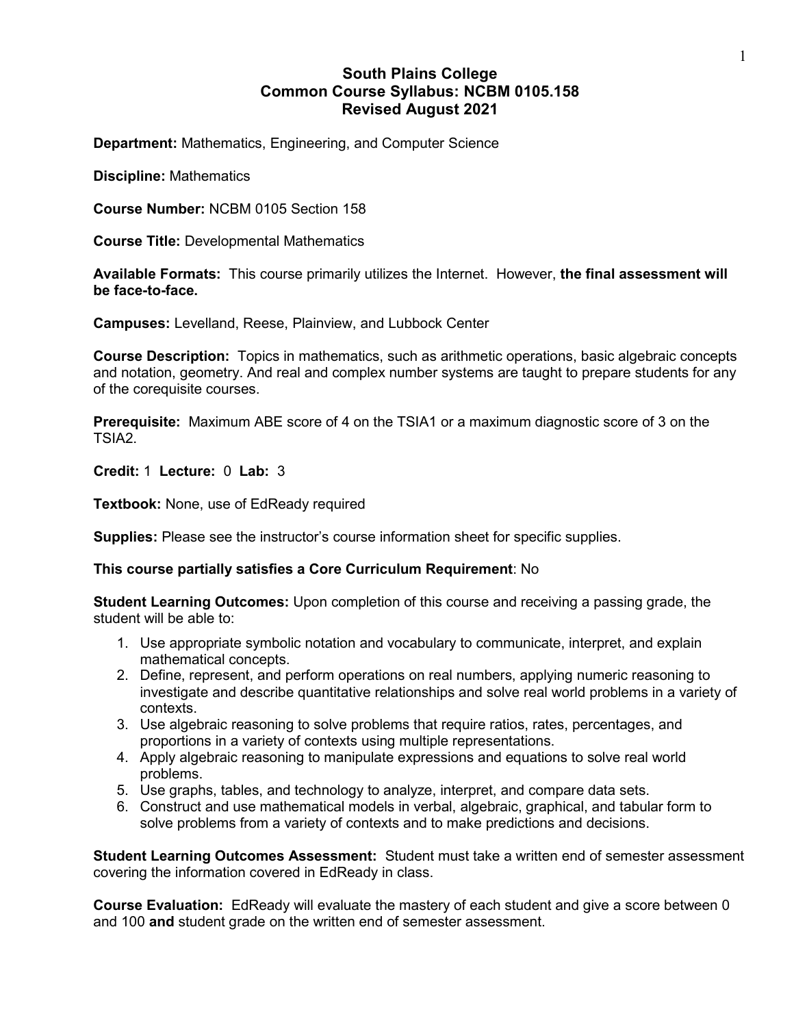# South Plains College
## Common Course Syllabus: NCBM 0105.158
## Revised August 2021

**Department:** Mathematics, Engineering, and Computer Science

**Discipline:** Mathematics

**Course Number:** NCBM 0105 Section 158

**Course Title:** Developmental Mathematics

**Available Formats:** This course primarily utilizes the Internet. However, **the final assessment will be face-to-face.**

**Campuses:** Levelland, Reese, Plainview, and Lubbock Center

**Course Description:** Topics in mathematics, such as arithmetic operations, basic algebraic concepts and notation, geometry. And real and complex number systems are taught to prepare students for any of the corequisite courses.

**Prerequisite:** Maximum ABE score of 4 on the TSIA1 or a maximum diagnostic score of 3 on the TSIA2.

**Credit:** 1 **Lecture:** 0 **Lab:** 3

**Textbook:** None, use of EdReady required

**Supplies:** Please see the instructor's course information sheet for specific supplies.

**This course partially satisfies a Core Curriculum Requirement**: No

**Student Learning Outcomes:** Upon completion of this course and receiving a passing grade, the student will be able to:

1. Use appropriate symbolic notation and vocabulary to communicate, interpret, and explain mathematical concepts.
2. Define, represent, and perform operations on real numbers, applying numeric reasoning to investigate and describe quantitative relationships and solve real world problems in a variety of contexts.
3. Use algebraic reasoning to solve problems that require ratios, rates, percentages, and proportions in a variety of contexts using multiple representations.
4. Apply algebraic reasoning to manipulate expressions and equations to solve real world problems.
5. Use graphs, tables, and technology to analyze, interpret, and compare data sets.
6. Construct and use mathematical models in verbal, algebraic, graphical, and tabular form to solve problems from a variety of contexts and to make predictions and decisions.

**Student Learning Outcomes Assessment:** Student must take a written end of semester assessment covering the information covered in EdReady in class.

**Course Evaluation:** EdReady will evaluate the mastery of each student and give a score between 0 and 100 **and** student grade on the written end of semester assessment.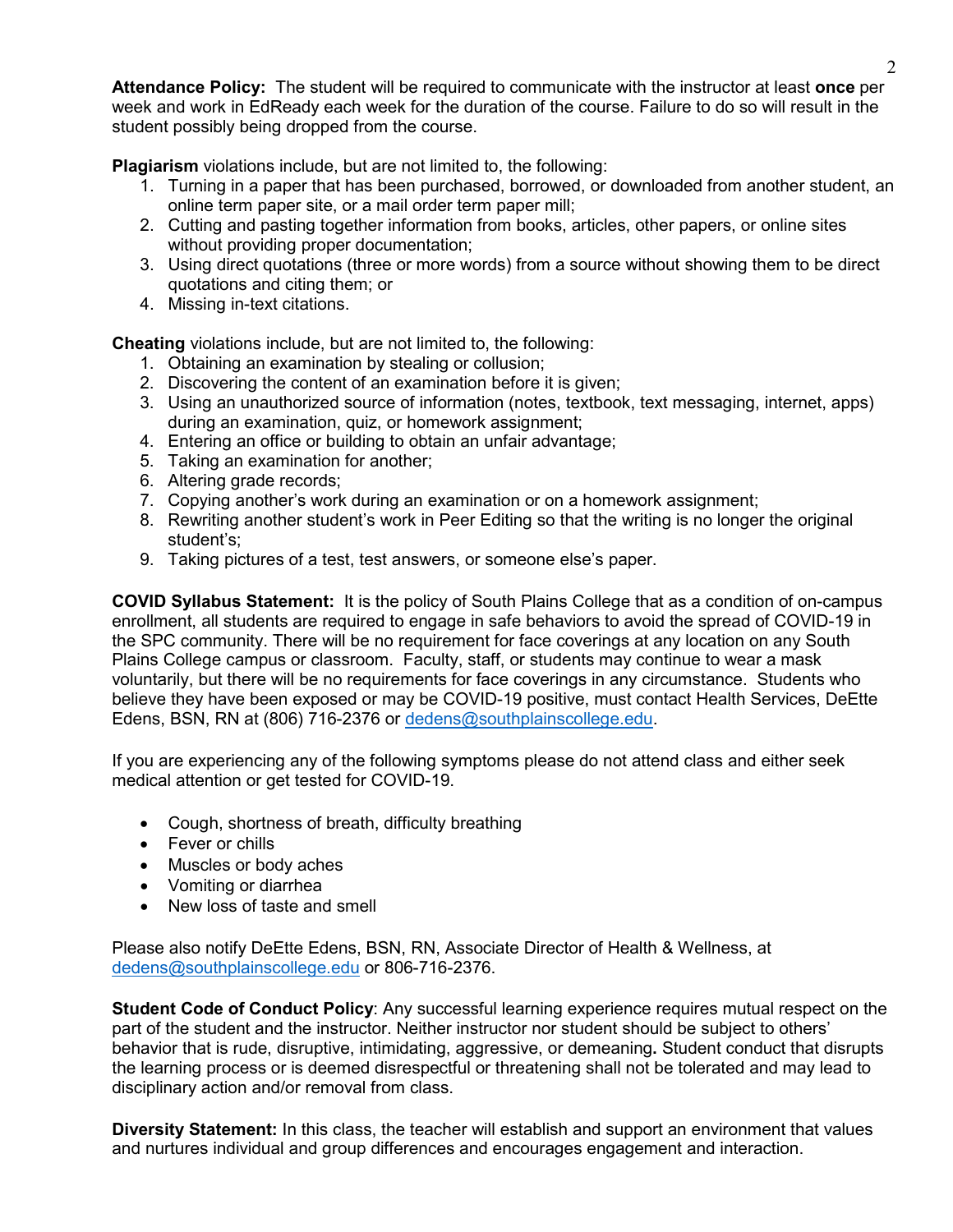**Attendance Policy:** The student will be required to communicate with the instructor at least **once** per week and work in EdReady each week for the duration of the course. Failure to do so will result in the student possibly being dropped from the course.

**Plagiarism** violations include, but are not limited to, the following:

1. Turning in a paper that has been purchased, borrowed, or downloaded from another student, an online term paper site, or a mail order term paper mill;
2. Cutting and pasting together information from books, articles, other papers, or online sites without providing proper documentation;
3. Using direct quotations (three or more words) from a source without showing them to be direct quotations and citing them; or
4. Missing in-text citations.

**Cheating** violations include, but are not limited to, the following:

1. Obtaining an examination by stealing or collusion;
2. Discovering the content of an examination before it is given;
3. Using an unauthorized source of information (notes, textbook, text messaging, internet, apps) during an examination, quiz, or homework assignment;
4. Entering an office or building to obtain an unfair advantage;
5. Taking an examination for another;
6. Altering grade records;
7. Copying another's work during an examination or on a homework assignment;
8. Rewriting another student's work in Peer Editing so that the writing is no longer the original student's;
9. Taking pictures of a test, test answers, or someone else's paper.

**COVID Syllabus Statement:** It is the policy of South Plains College that as a condition of on-campus enrollment, all students are required to engage in safe behaviors to avoid the spread of COVID-19 in the SPC community. There will be no requirement for face coverings at any location on any South Plains College campus or classroom. Faculty, staff, or students may continue to wear a mask voluntarily, but there will be no requirements for face coverings in any circumstance. Students who believe they have been exposed or may be COVID-19 positive, must contact Health Services, DeEtte Edens, BSN, RN at (806) 716-2376 or dedens@southplainscollege.edu.

If you are experiencing any of the following symptoms please do not attend class and either seek medical attention or get tested for COVID-19.

- Cough, shortness of breath, difficulty breathing
- Fever or chills
- Muscles or body aches
- Vomiting or diarrhea
- New loss of taste and smell

Please also notify DeEtte Edens, BSN, RN, Associate Director of Health & Wellness, at dedens@southplainscollege.edu or 806-716-2376.

**Student Code of Conduct Policy**: Any successful learning experience requires mutual respect on the part of the student and the instructor. Neither instructor nor student should be subject to others' behavior that is rude, disruptive, intimidating, aggressive, or demeaning**.** Student conduct that disrupts the learning process or is deemed disrespectful or threatening shall not be tolerated and may lead to disciplinary action and/or removal from class.

**Diversity Statement:** In this class, the teacher will establish and support an environment that values and nurtures individual and group differences and encourages engagement and interaction.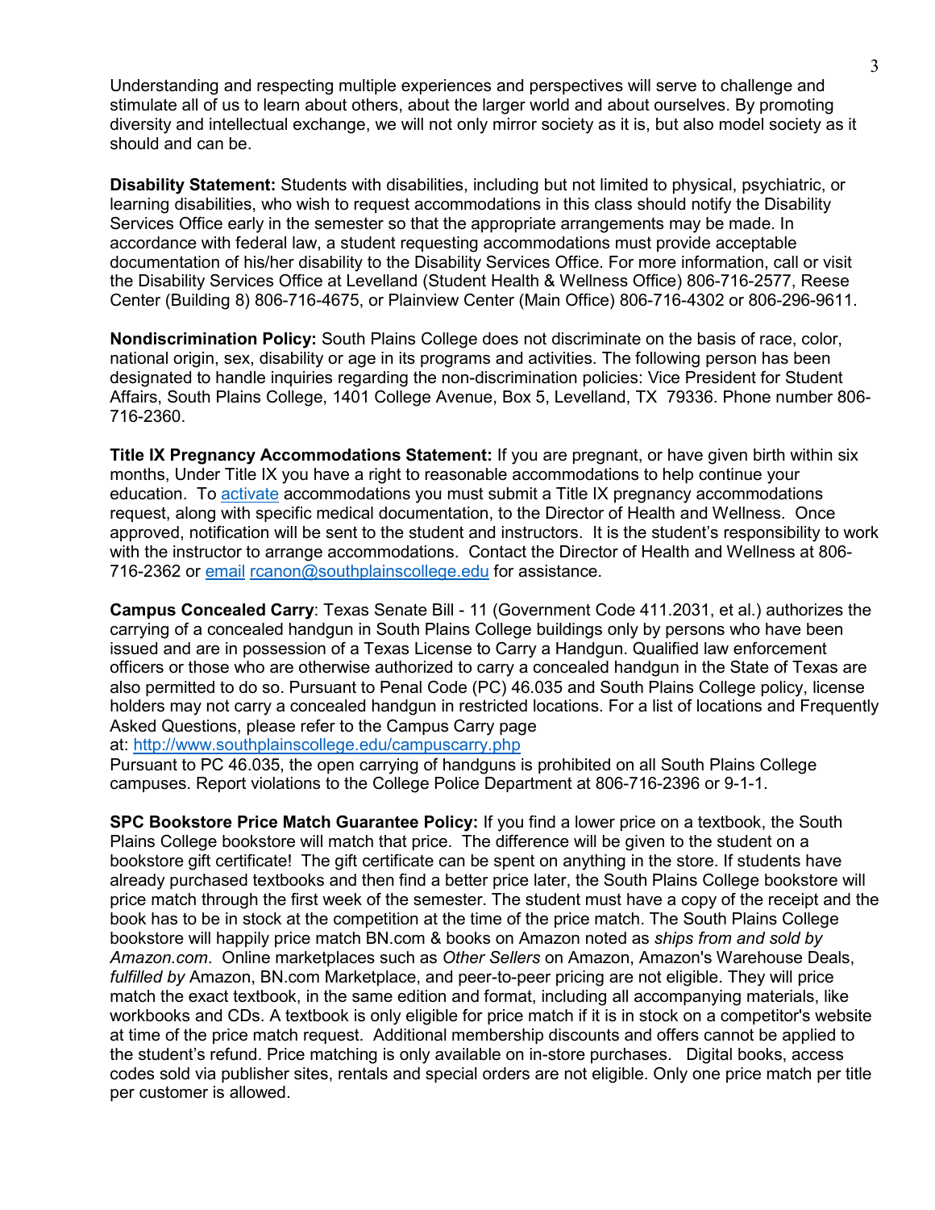Understanding and respecting multiple experiences and perspectives will serve to challenge and stimulate all of us to learn about others, about the larger world and about ourselves. By promoting diversity and intellectual exchange, we will not only mirror society as it is, but also model society as it should and can be.

**Disability Statement:** Students with disabilities, including but not limited to physical, psychiatric, or learning disabilities, who wish to request accommodations in this class should notify the Disability Services Office early in the semester so that the appropriate arrangements may be made. In accordance with federal law, a student requesting accommodations must provide acceptable documentation of his/her disability to the Disability Services Office. For more information, call or visit the Disability Services Office at Levelland (Student Health & Wellness Office) 806-716-2577, Reese Center (Building 8) 806-716-4675, or Plainview Center (Main Office) 806-716-4302 or 806-296-9611.

**Nondiscrimination Policy:** South Plains College does not discriminate on the basis of race, color, national origin, sex, disability or age in its programs and activities. The following person has been designated to handle inquiries regarding the non-discrimination policies: Vice President for Student Affairs, South Plains College, 1401 College Avenue, Box 5, Levelland, TX 79336. Phone number 806-716-2360.

**Title IX Pregnancy Accommodations Statement:** If you are pregnant, or have given birth within six months, Under Title IX you have a right to reasonable accommodations to help continue your education. To [activate](activate) accommodations you must submit a Title IX pregnancy accommodations request, along with specific medical documentation, to the Director of Health and Wellness. Once approved, notification will be sent to the student and instructors. It is the student's responsibility to work with the instructor to arrange accommodations. Contact the Director of Health and Wellness at 806-716-2362 or [email](mailto:rcanon@southplainscollege.edu) [rcanon@southplainscollege.edu](mailto:rcanon@southplainscollege.edu) for assistance.

**Campus Concealed Carry**: Texas Senate Bill - 11 (Government Code 411.2031, et al.) authorizes the carrying of a concealed handgun in South Plains College buildings only by persons who have been issued and are in possession of a Texas License to Carry a Handgun. Qualified law enforcement officers or those who are otherwise authorized to carry a concealed handgun in the State of Texas are also permitted to do so. Pursuant to Penal Code (PC) 46.035 and South Plains College policy, license holders may not carry a concealed handgun in restricted locations. For a list of locations and Frequently Asked Questions, please refer to the Campus Carry page at: [http://www.southplainscollege.edu/campuscarry.php](http://www.southplainscollege.edu/campuscarry.php)
Pursuant to PC 46.035, the open carrying of handguns is prohibited on all South Plains College campuses. Report violations to the College Police Department at 806-716-2396 or 9-1-1.

**SPC Bookstore Price Match Guarantee Policy:** If you find a lower price on a textbook, the South Plains College bookstore will match that price. The difference will be given to the student on a bookstore gift certificate! The gift certificate can be spent on anything in the store. If students have already purchased textbooks and then find a better price later, the South Plains College bookstore will price match through the first week of the semester. The student must have a copy of the receipt and the book has to be in stock at the competition at the time of the price match. The South Plains College bookstore will happily price match BN.com & books on Amazon noted as *ships from and sold by Amazon.com*. Online marketplaces such as *Other Sellers* on Amazon, Amazon's Warehouse Deals, *fulfilled by* Amazon, BN.com Marketplace, and peer-to-peer pricing are not eligible. They will price match the exact textbook, in the same edition and format, including all accompanying materials, like workbooks and CDs. A textbook is only eligible for price match if it is in stock on a competitor's website at time of the price match request. Additional membership discounts and offers cannot be applied to the student's refund. Price matching is only available on in-store purchases. Digital books, access codes sold via publisher sites, rentals and special orders are not eligible. Only one price match per title per customer is allowed.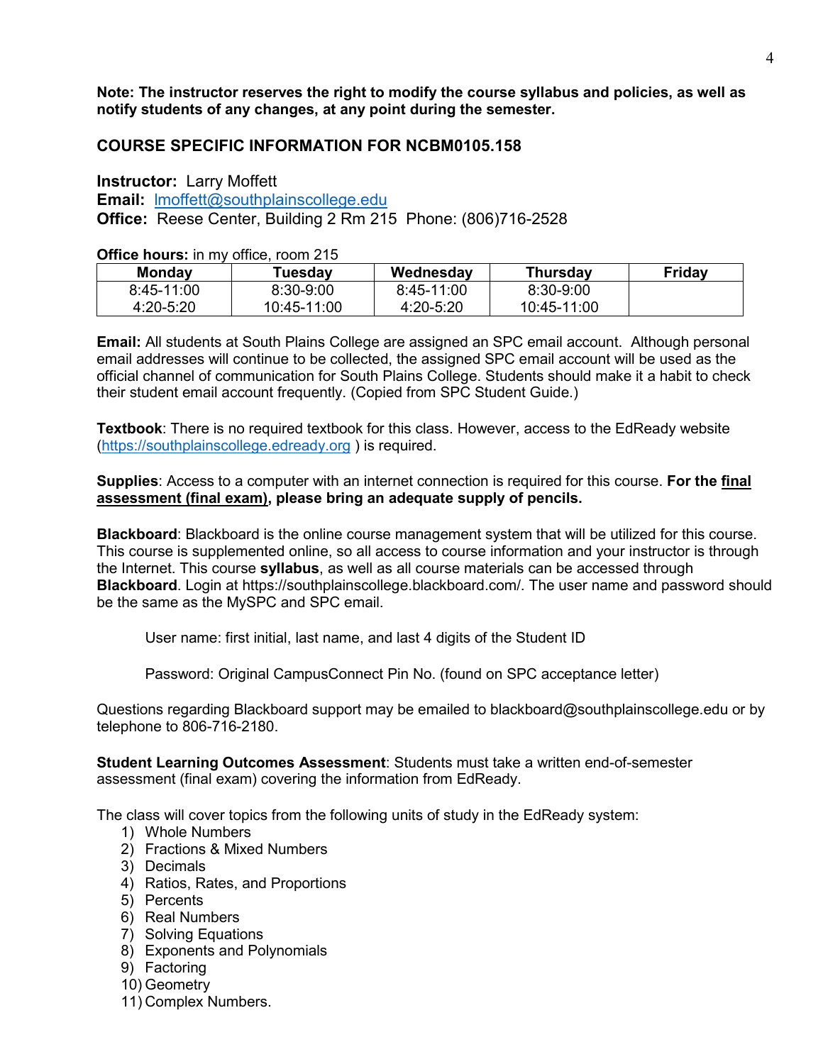**Note: The instructor reserves the right to modify the course syllabus and policies, as well as notify students of any changes, at any point during the semester.**

## COURSE SPECIFIC INFORMATION FOR NCBM0105.158

**Instructor:** Larry Moffett
**Email:** lmoffett@southplainscollege.edu
**Office:** Reese Center, Building 2 Rm 215 Phone: (806)716-2528

**Office hours:** in my office, room 215

| Monday | Tuesday | Wednesday | Thursday | Friday |
|---|---|---|---|---|
| 8:45-11:00<br>4:20-5:20 | 8:30-9:00<br>10:45-11:00 | 8:45-11:00<br>4:20-5:20 | 8:30-9:00<br>10:45-11:00 | |

**Email:** All students at South Plains College are assigned an SPC email account. Although personal email addresses will continue to be collected, the assigned SPC email account will be used as the official channel of communication for South Plains College. Students should make it a habit to check their student email account frequently. (Copied from SPC Student Guide.)

**Textbook**: There is no required textbook for this class. However, access to the EdReady website (https://southplainscollege.edready.org ) is required.

**Supplies**: Access to a computer with an internet connection is required for this course. **For the final assessment (final exam), please bring an adequate supply of pencils.**

**Blackboard**: Blackboard is the online course management system that will be utilized for this course. This course is supplemented online, so all access to course information and your instructor is through the Internet. This course **syllabus**, as well as all course materials can be accessed through **Blackboard**. Login at https://southplainscollege.blackboard.com/. The user name and password should be the same as the MySPC and SPC email.

User name: first initial, last name, and last 4 digits of the Student ID

Password: Original CampusConnect Pin No. (found on SPC acceptance letter)

Questions regarding Blackboard support may be emailed to blackboard@southplainscollege.edu or by telephone to 806-716-2180.

**Student Learning Outcomes Assessment**: Students must take a written end-of-semester assessment (final exam) covering the information from EdReady.

The class will cover topics from the following units of study in the EdReady system:

1) Whole Numbers
2) Fractions & Mixed Numbers
3) Decimals
4) Ratios, Rates, and Proportions
5) Percents
6) Real Numbers
7) Solving Equations
8) Exponents and Polynomials
9) Factoring
10) Geometry
11) Complex Numbers.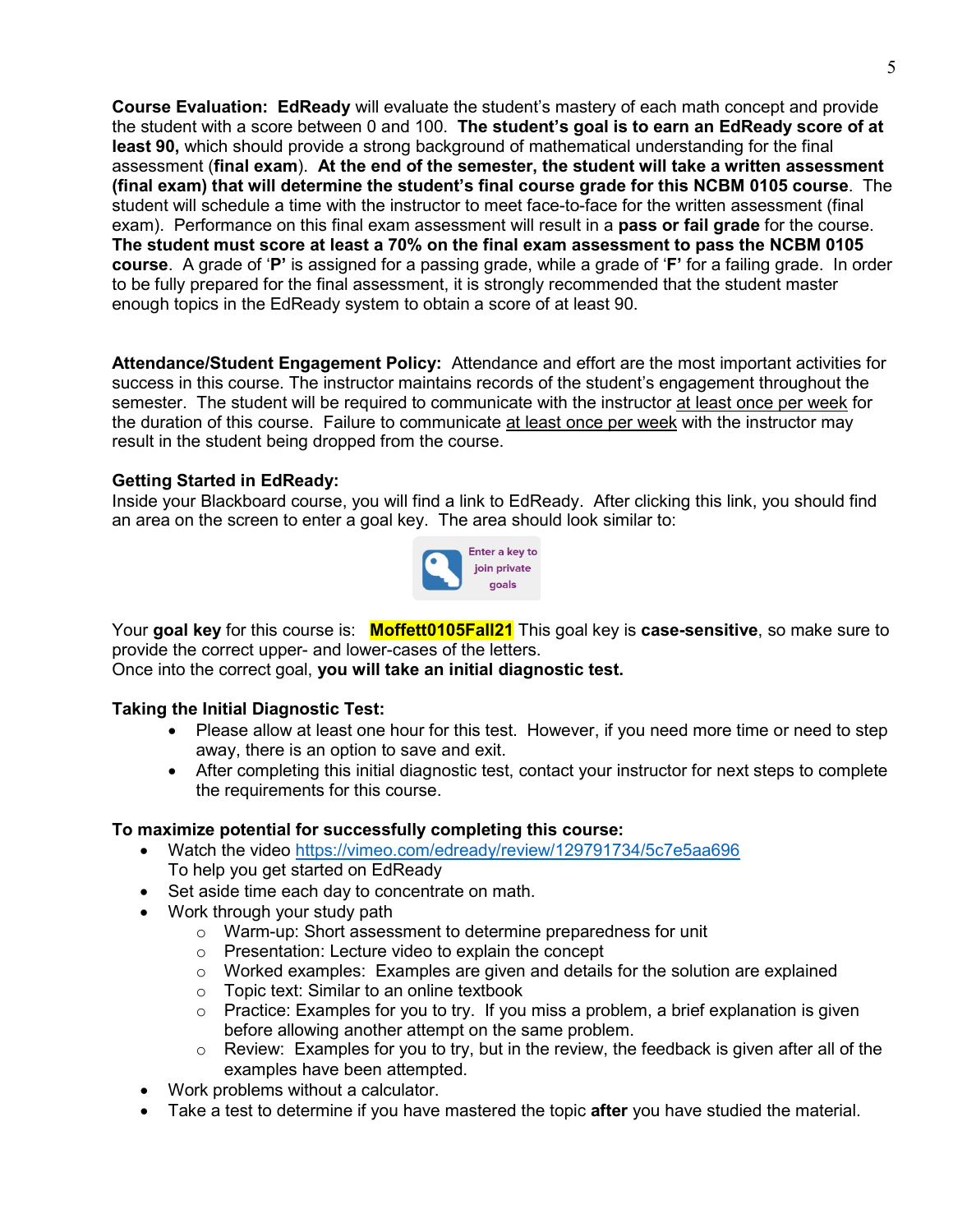**Course Evaluation:** **EdReady** will evaluate the student's mastery of each math concept and provide the student with a score between 0 and 100. **The student's goal is to earn an EdReady score of at least 90,** which should provide a strong background of mathematical understanding for the final assessment (**final exam**). **At the end of the semester, the student will take a written assessment (final exam) that will determine the student's final course grade for this NCBM 0105 course**. The student will schedule a time with the instructor to meet face-to-face for the written assessment (final exam). Performance on this final exam assessment will result in a **pass or fail grade** for the course. **The student must score at least a 70% on the final exam assessment to pass the NCBM 0105 course**. A grade of '**P'** is assigned for a passing grade, while a grade of '**F'** for a failing grade. In order to be fully prepared for the final assessment, it is strongly recommended that the student master enough topics in the EdReady system to obtain a score of at least 90.

**Attendance/Student Engagement Policy:** Attendance and effort are the most important activities for success in this course. The instructor maintains records of the student's engagement throughout the semester. The student will be required to communicate with the instructor at least once per week for the duration of this course. Failure to communicate at least once per week with the instructor may result in the student being dropped from the course.

**Getting Started in EdReady:**
Inside your Blackboard course, you will find a link to EdReady. After clicking this link, you should find an area on the screen to enter a goal key. The area should look similar to:

Enter a key to join private goals

Your **goal key** for this course is: **Moffett0105Fall21** This goal key is **case-sensitive**, so make sure to provide the correct upper- and lower-cases of the letters.
Once into the correct goal, **you will take an initial diagnostic test.**

**Taking the Initial Diagnostic Test:**

- Please allow at least one hour for this test. However, if you need more time or need to step away, there is an option to save and exit.
- After completing this initial diagnostic test, contact your instructor for next steps to complete the requirements for this course.

**To maximize potential for successfully completing this course:**

- Watch the video https://vimeo.com/edready/review/129791734/5c7e5aa696
  To help you get started on EdReady
- Set aside time each day to concentrate on math.
- Work through your study path
  - Warm-up: Short assessment to determine preparedness for unit
  - Presentation: Lecture video to explain the concept
  - Worked examples: Examples are given and details for the solution are explained
  - Topic text: Similar to an online textbook
  - Practice: Examples for you to try. If you miss a problem, a brief explanation is given before allowing another attempt on the same problem.
  - Review: Examples for you to try, but in the review, the feedback is given after all of the examples have been attempted.
- Work problems without a calculator.
- Take a test to determine if you have mastered the topic **after** you have studied the material.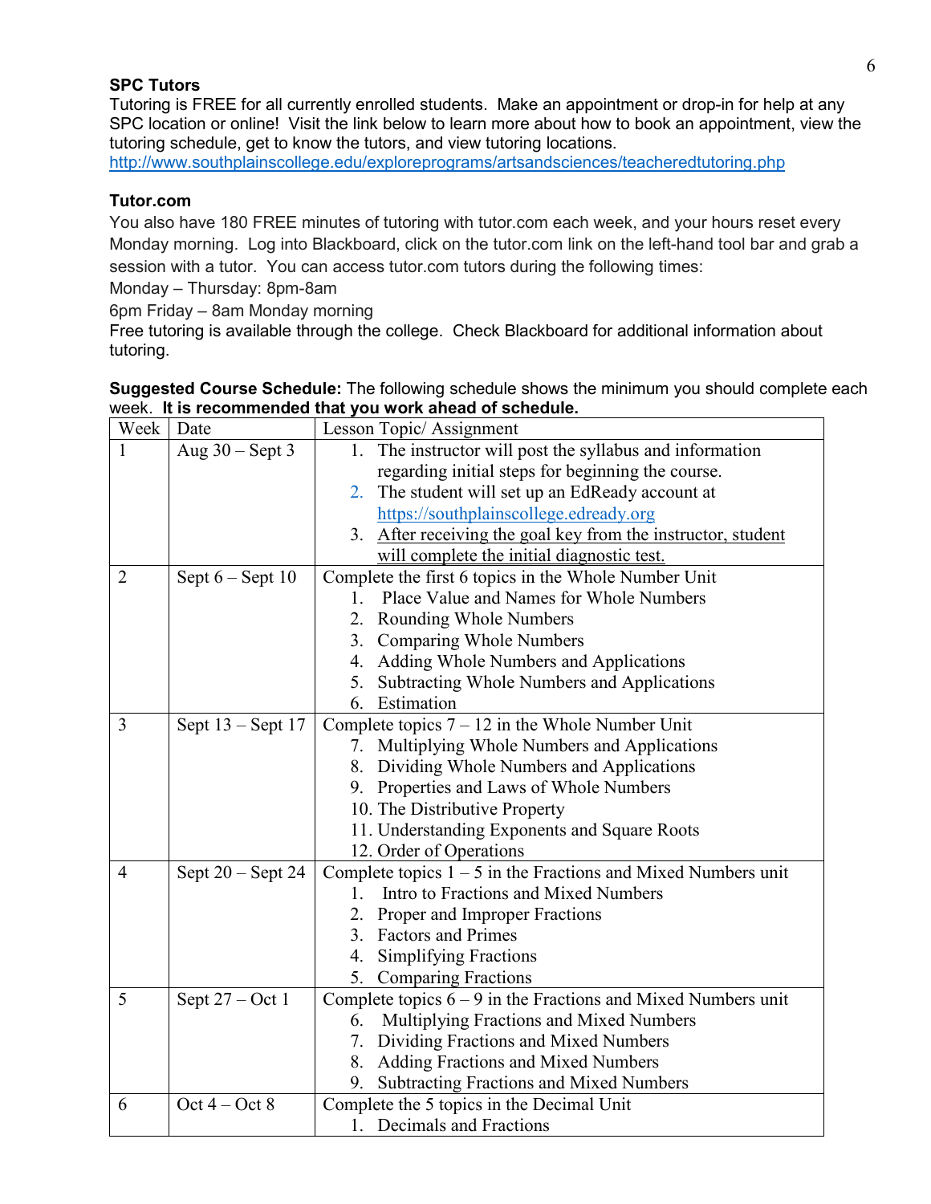### SPC Tutors

Tutoring is FREE for all currently enrolled students. Make an appointment or drop-in for help at any SPC location or online! Visit the link below to learn more about how to book an appointment, view the tutoring schedule, get to know the tutors, and view tutoring locations.
http://www.southplainscollege.edu/exploreprograms/artsandsciences/teacheredtutoring.php

### Tutor.com

You also have 180 FREE minutes of tutoring with tutor.com each week, and your hours reset every Monday morning. Log into Blackboard, click on the tutor.com link on the left-hand tool bar and grab a session with a tutor. You can access tutor.com tutors during the following times:

Monday – Thursday: 8pm-8am

6pm Friday – 8am Monday morning

Free tutoring is available through the college. Check Blackboard for additional information about tutoring.

**Suggested Course Schedule:** The following schedule shows the minimum you should complete each week. **It is recommended that you work ahead of schedule.**

| Week | Date | Lesson Topic/ Assignment |
|---|---|---|
| 1 | Aug 30 – Sept 3 | 1. The instructor will post the syllabus and information regarding initial steps for beginning the course.<br>2. The student will set up an EdReady account at https://southplainscollege.edready.org<br>3. After receiving the goal key from the instructor, student will complete the initial diagnostic test. |
| 2 | Sept 6 – Sept 10 | Complete the first 6 topics in the Whole Number Unit<br>1. Place Value and Names for Whole Numbers<br>2. Rounding Whole Numbers<br>3. Comparing Whole Numbers<br>4. Adding Whole Numbers and Applications<br>5. Subtracting Whole Numbers and Applications<br>6. Estimation |
| 3 | Sept 13 – Sept 17 | Complete topics 7 – 12 in the Whole Number Unit<br>7. Multiplying Whole Numbers and Applications<br>8. Dividing Whole Numbers and Applications<br>9. Properties and Laws of Whole Numbers<br>10. The Distributive Property<br>11. Understanding Exponents and Square Roots<br>12. Order of Operations |
| 4 | Sept 20 – Sept 24 | Complete topics 1 – 5 in the Fractions and Mixed Numbers unit<br>1. Intro to Fractions and Mixed Numbers<br>2. Proper and Improper Fractions<br>3. Factors and Primes<br>4. Simplifying Fractions<br>5. Comparing Fractions |
| 5 | Sept 27 – Oct 1 | Complete topics 6 – 9 in the Fractions and Mixed Numbers unit<br>6. Multiplying Fractions and Mixed Numbers<br>7. Dividing Fractions and Mixed Numbers<br>8. Adding Fractions and Mixed Numbers<br>9. Subtracting Fractions and Mixed Numbers |
| 6 | Oct 4 – Oct 8 | Complete the 5 topics in the Decimal Unit<br>1. Decimals and Fractions |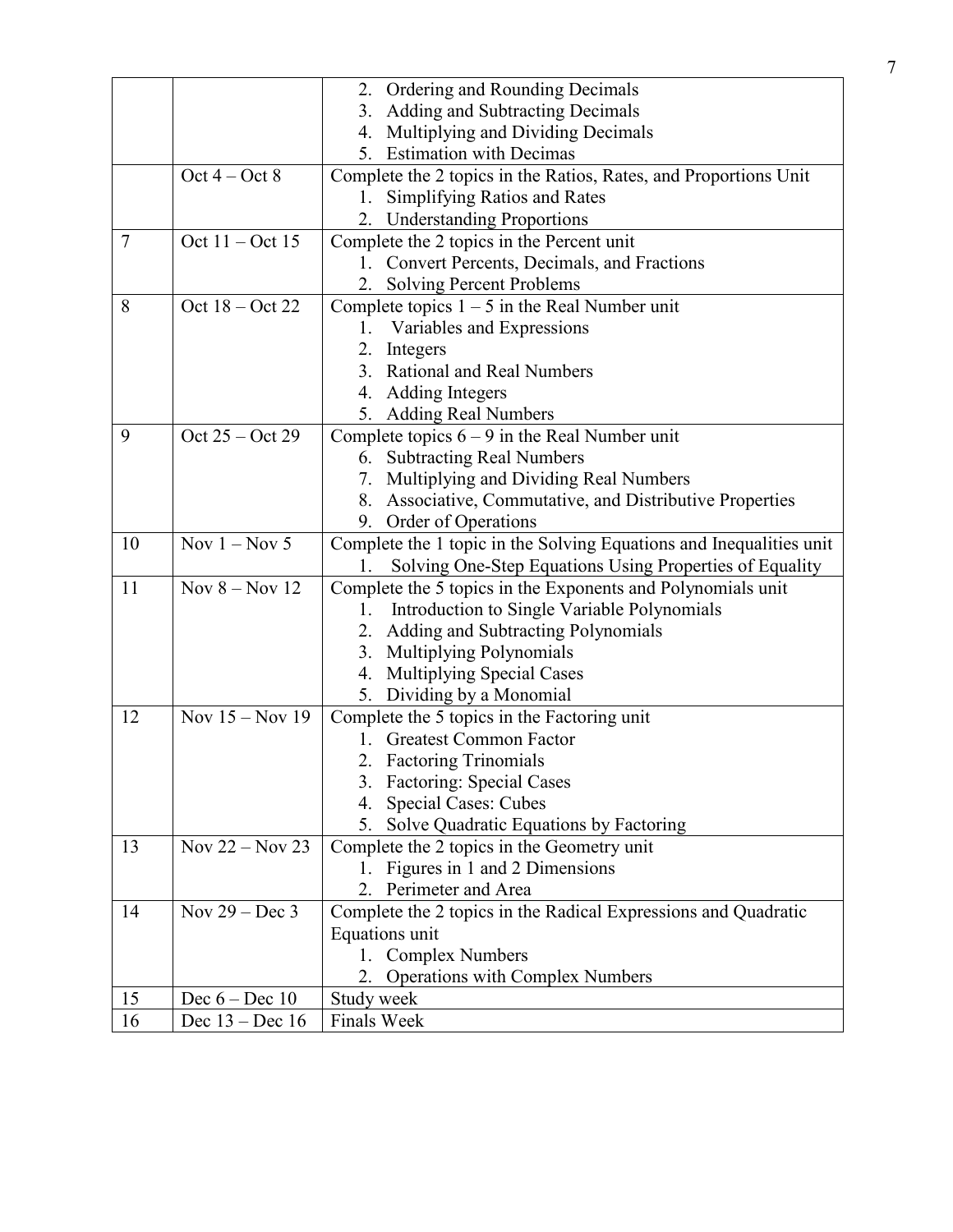| | | |
|---|---|---|
| | | 2. Ordering and Rounding Decimals<br>3. Adding and Subtracting Decimals<br>4. Multiplying and Dividing Decimals<br>5. Estimation with Decimas |
| | Oct 4 – Oct 8 | Complete the 2 topics in the Ratios, Rates, and Proportions Unit<br>1. Simplifying Ratios and Rates<br>2. Understanding Proportions |
| 7 | Oct 11 – Oct 15 | Complete the 2 topics in the Percent unit<br>1. Convert Percents, Decimals, and Fractions<br>2. Solving Percent Problems |
| 8 | Oct 18 – Oct 22 | Complete topics 1 – 5 in the Real Number unit<br>1. Variables and Expressions<br>2. Integers<br>3. Rational and Real Numbers<br>4. Adding Integers<br>5. Adding Real Numbers |
| 9 | Oct 25 – Oct 29 | Complete topics 6 – 9 in the Real Number unit<br>6. Subtracting Real Numbers<br>7. Multiplying and Dividing Real Numbers<br>8. Associative, Commutative, and Distributive Properties<br>9. Order of Operations |
| 10 | Nov 1 – Nov 5 | Complete the 1 topic in the Solving Equations and Inequalities unit<br>1. Solving One-Step Equations Using Properties of Equality |
| 11 | Nov 8 – Nov 12 | Complete the 5 topics in the Exponents and Polynomials unit<br>1. Introduction to Single Variable Polynomials<br>2. Adding and Subtracting Polynomials<br>3. Multiplying Polynomials<br>4. Multiplying Special Cases<br>5. Dividing by a Monomial |
| 12 | Nov 15 – Nov 19 | Complete the 5 topics in the Factoring unit<br>1. Greatest Common Factor<br>2. Factoring Trinomials<br>3. Factoring: Special Cases<br>4. Special Cases: Cubes<br>5. Solve Quadratic Equations by Factoring |
| 13 | Nov 22 – Nov 23 | Complete the 2 topics in the Geometry unit<br>1. Figures in 1 and 2 Dimensions<br>2. Perimeter and Area |
| 14 | Nov 29 – Dec 3 | Complete the 2 topics in the Radical Expressions and Quadratic Equations unit<br>1. Complex Numbers<br>2. Operations with Complex Numbers |
| 15 | Dec 6 – Dec 10 | Study week |
| 16 | Dec 13 – Dec 16 | Finals Week |